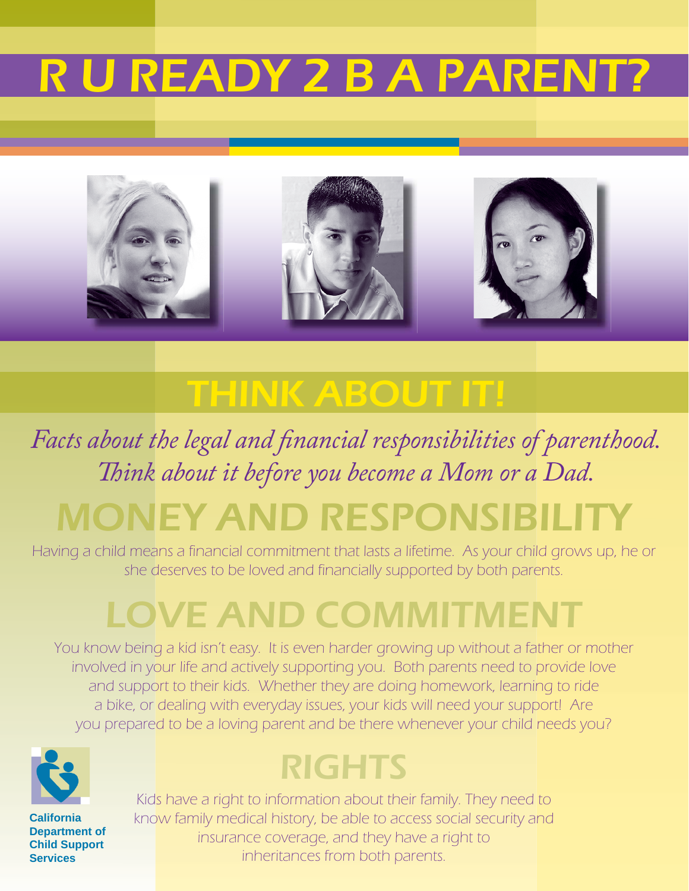# R U READY 2 B A PARENT?

## THINK ABOUT IT!

*Facts about the legal and financial responsibilities of parenthood. Think about it before you become a Mom or a Dad.*

## MONEY AND RESPONSIBILITY

Having a child means a financial commitment that lasts a lifetime. As your child grows up, he or she deserves to be loved and financially supported by both parents.

## LOVE AND COMMITMENT

You know being a kid isn't easy. It is even harder growing up without a father or mother involved in your life and actively supporting you. Both parents need to provide love and support to their kids. Whether they are doing homework, learning to ride a bike, or dealing with everyday issues, your kids will need your support! Are you prepared to be a loving parent and be there whenever your child needs you?

## RIGHTS

Kids have a right to information about their family. They need to know family medical history, be able to access social security and insurance coverage, and they have a right to inheritances from both parents.

**California Department of Child Support Services**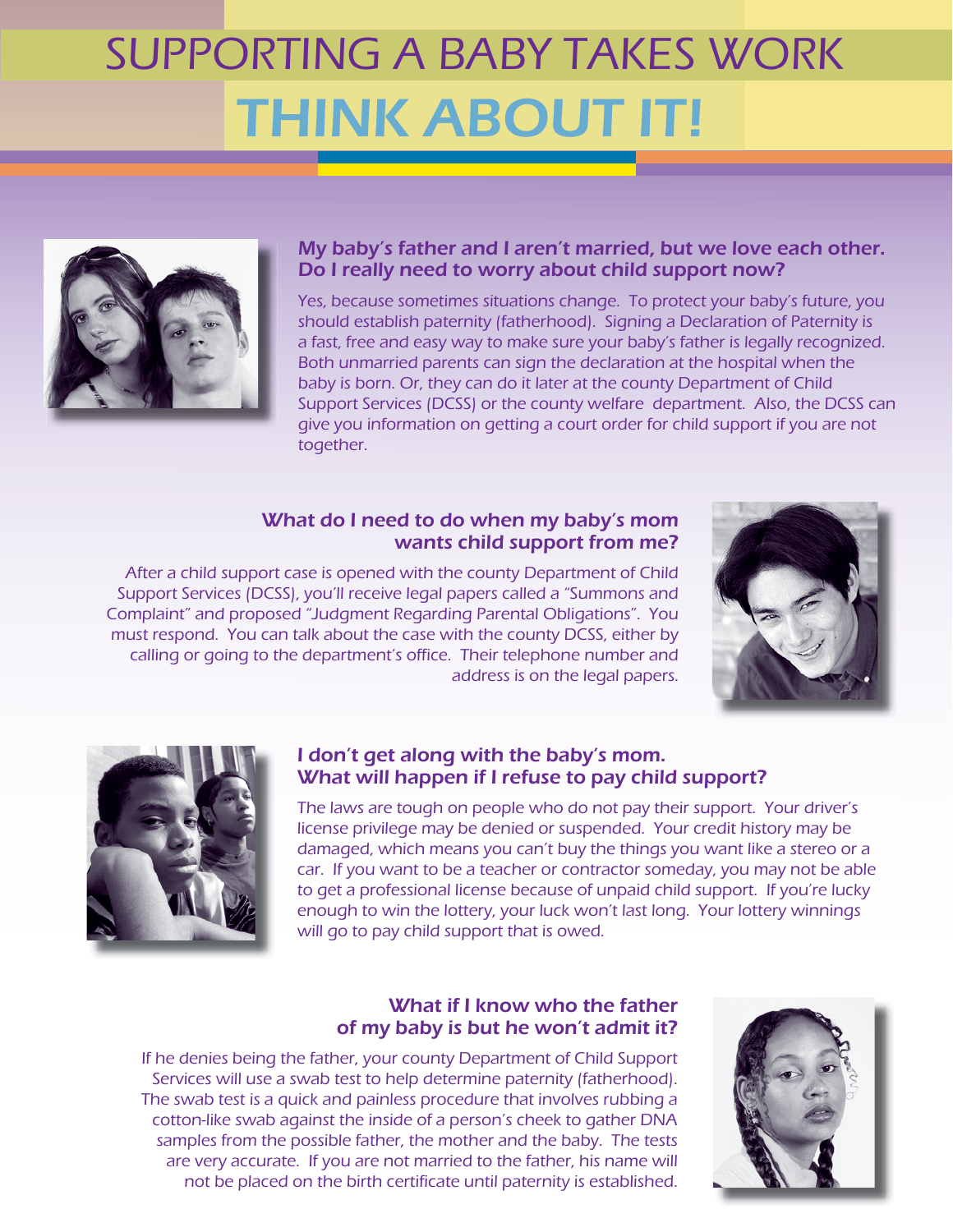# SUPPORTING A BABY TAKES WORK

# THINK ABOUT IT!

### My baby's father and I aren't married, but we love each other. Do I really need to worry about child support now?

*Yes, because sometimes situations change. To protect your baby's future, you should establish paternity (fatherhood). Signing a Declaration of Paternity is a fast, free and easy way to make sure your baby's father is legally recognized. Both unmarried parents can sign the declaration at the hospital when the baby is born. Or, they can do it later at the county Department of Child Support Services (DCSS) or the county welfare department. Also, the DCSS can give you information on getting a court order for child support if you are not together.*

### What do I need to do when my baby's mom wants child support from me?

*After a child support case is opened with the county Department of Child Support Services (DCSS), you'll receive legal papers called a "Summons and Complaint" and proposed "Judgment Regarding Parental Obligations". You must respond. You can talk about the case with the county DCSS, either by calling or going to the department's office. Their telephone number and address is on the legal papers.*

### I don't get along with the baby's mom. What will happen if I refuse to pay child support?

The laws are tough on people who do not pay their support. Your driver's license privilege may be denied or suspended. Your credit history may be damaged, which means you can't buy the things you want like a stereo or a car. If you want to be a teacher or contractor someday, you may not be able to get a professional license because of unpaid child support. If you're lucky enough to win the lottery, your luck won't last long. Your lottery winnings will go to pay child support that is owed.

### What if I know who the father of my baby is but he won't admit it?

If he denies being the father, your county Department of Child Support Services will use a swab test to help determine paternity (fatherhood). The swab test is a quick and painless procedure that involves rubbing a cotton-like swab against the inside of a person's cheek to gather DNA samples from the possible father, the mother and the baby. The tests are very accurate. If you are not married to the father, his name will not be placed on the birth certificate until paternity is established.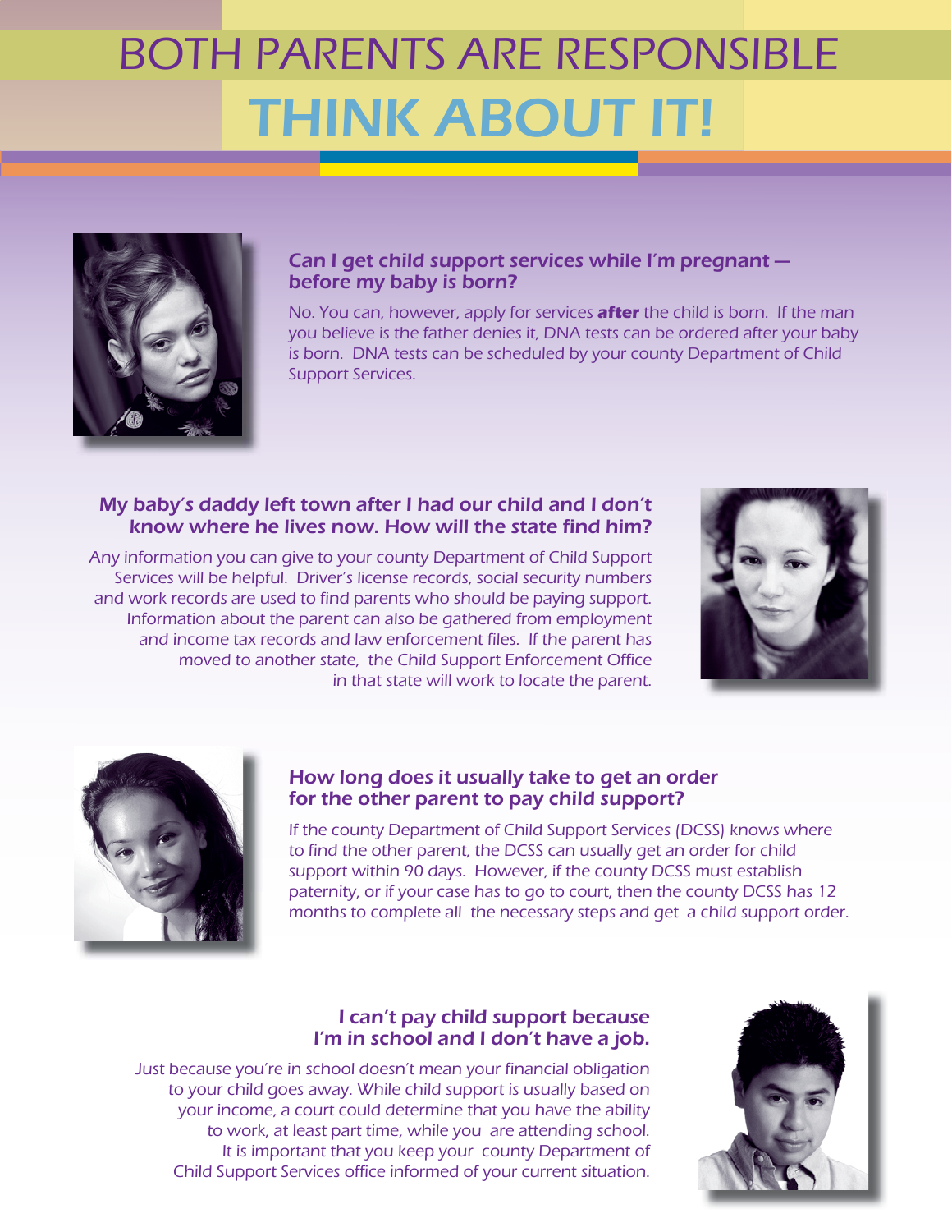# BOTH PARENTS ARE RESPONSIBLE

# THINK ABOUT IT!

### Can I get child support services while I'm pregnant — before my baby is born?

No. You can, however, apply for services **after** the child is born. If the man you believe is the father denies it, DNA tests can be ordered after your baby is born. DNA tests can be scheduled by your county Department of Child Support Services.

### My baby's daddy left town after I had our child and I don't know where he lives now. How will the state find him?

Any information you can give to your county Department of Child Support Services will be helpful. Driver's license records, social security numbers and work records are used to find parents who should be paying support. Information about the parent can also be gathered from employment and income tax records and law enforcement files. If the parent has moved to another state, the Child Support Enforcement Office in that state will work to locate the parent.

### How long does it usually take to get an order for the other parent to pay child support?

If the county Department of Child Support Services (DCSS) knows where to find the other parent, the DCSS can usually get an order for child support within 90 days. However, if the county DCSS must establish paternity, or if your case has to go to court, then the county DCSS has 12 months to complete all the necessary steps and get a child support order.

### I can't pay child support because I'm in school and I don't have a job.

Just because you're in school doesn't mean your financial obligation to your child goes away. While child support is usually based on your income, a court could determine that you have the ability to work, at least part time, while you are attending school. It is important that you keep your county Department of Child Support Services office informed of your current situation.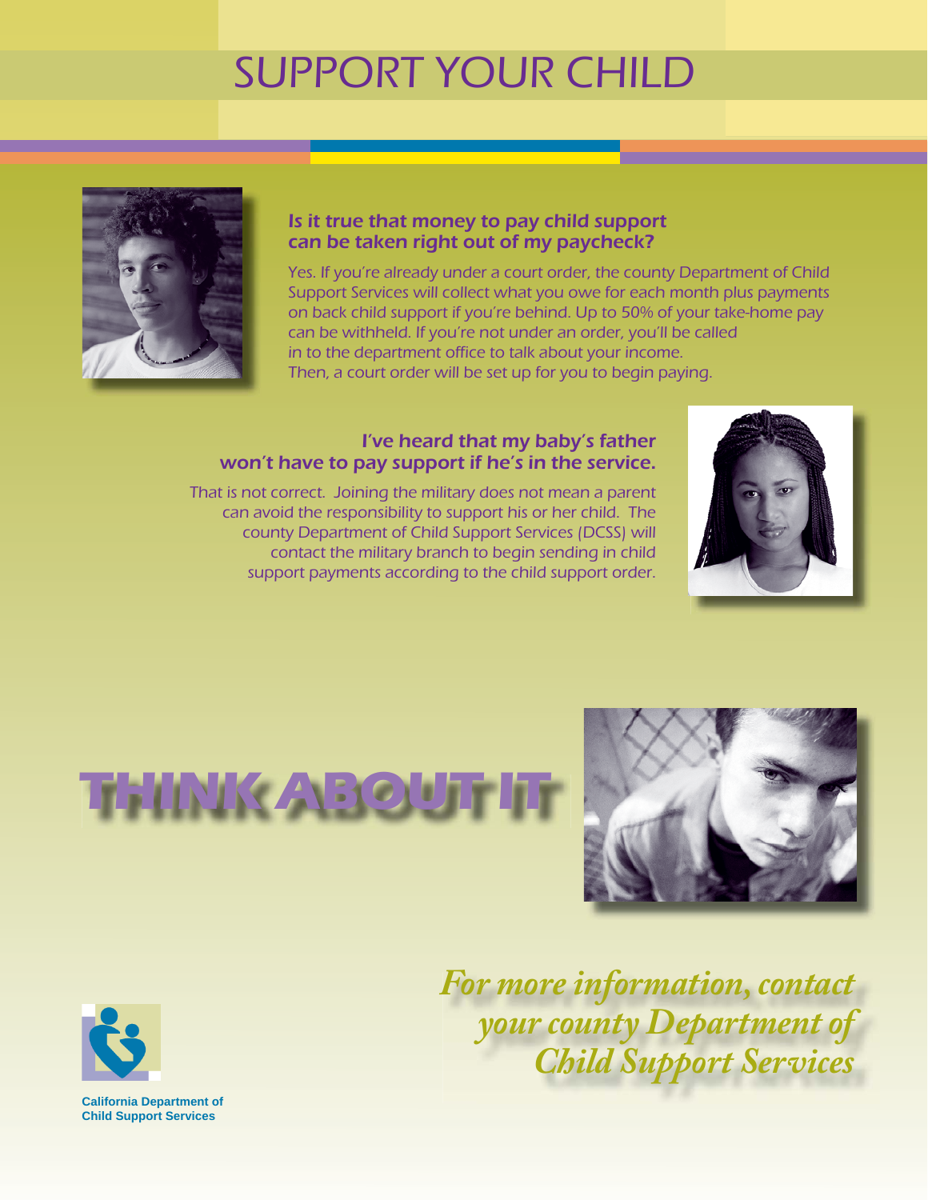# SUPPORT YOUR CHILD

### Is it true that money to pay child support can be taken right out of my paycheck?

Yes. If you're already under a court order, the county Department of Child Support Services will collect what you owe for each month plus payments on back child support if you're behind. Up to 50% of your take-home pay can be withheld. If you're not under an order, you'll be called in to the department office to talk about your income. Then, a court order will be set up for you to begin paying.

### I've heard that my baby's father won't have to pay support if he's in the service.

That is not correct. Joining the military does not mean a parent can avoid the responsibility to support his or her child. The county Department of Child Support Services (DCSS) will contact the military branch to begin sending in child support payments according to the child support order.

# THINK ABOUT IT

*For more information, contact your county Department of Child Support Services*

**California Department of Child Support Services**